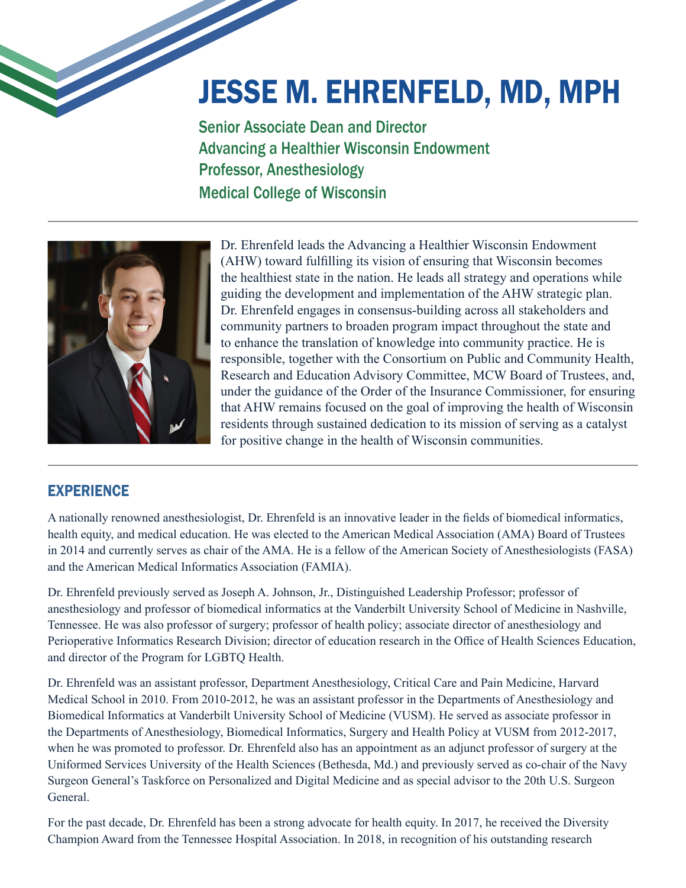# JESSE M. EHRENFELD, MD, MPH

Senior Associate Dean and Director
Advancing a Healthier Wisconsin Endowment
Professor, Anesthesiology
Medical College of Wisconsin

Dr. Ehrenfeld leads the Advancing a Healthier Wisconsin Endowment (AHW) toward fulfilling its vision of ensuring that Wisconsin becomes the healthiest state in the nation. He leads all strategy and operations while guiding the development and implementation of the AHW strategic plan. Dr. Ehrenfeld engages in consensus-building across all stakeholders and community partners to broaden program impact throughout the state and to enhance the translation of knowledge into community practice. He is responsible, together with the Consortium on Public and Community Health, Research and Education Advisory Committee, MCW Board of Trustees, and, under the guidance of the Order of the Insurance Commissioner, for ensuring that AHW remains focused on the goal of improving the health of Wisconsin residents through sustained dedication to its mission of serving as a catalyst for positive change in the health of Wisconsin communities.

## EXPERIENCE

A nationally renowned anesthesiologist, Dr. Ehrenfeld is an innovative leader in the fields of biomedical informatics, health equity, and medical education. He was elected to the American Medical Association (AMA) Board of Trustees in 2014 and currently serves as chair of the AMA. He is a fellow of the American Society of Anesthesiologists (FASA) and the American Medical Informatics Association (FAMIA).

Dr. Ehrenfeld previously served as Joseph A. Johnson, Jr., Distinguished Leadership Professor; professor of anesthesiology and professor of biomedical informatics at the Vanderbilt University School of Medicine in Nashville, Tennessee. He was also professor of surgery; professor of health policy; associate director of anesthesiology and Perioperative Informatics Research Division; director of education research in the Office of Health Sciences Education, and director of the Program for LGBTQ Health.

Dr. Ehrenfeld was an assistant professor, Department Anesthesiology, Critical Care and Pain Medicine, Harvard Medical School in 2010. From 2010-2012, he was an assistant professor in the Departments of Anesthesiology and Biomedical Informatics at Vanderbilt University School of Medicine (VUSM). He served as associate professor in the Departments of Anesthesiology, Biomedical Informatics, Surgery and Health Policy at VUSM from 2012-2017, when he was promoted to professor. Dr. Ehrenfeld also has an appointment as an adjunct professor of surgery at the Uniformed Services University of the Health Sciences (Bethesda, Md.) and previously served as co-chair of the Navy Surgeon General's Taskforce on Personalized and Digital Medicine and as special advisor to the 20th U.S. Surgeon General.

For the past decade, Dr. Ehrenfeld has been a strong advocate for health equity. In 2017, he received the Diversity Champion Award from the Tennessee Hospital Association. In 2018, in recognition of his outstanding research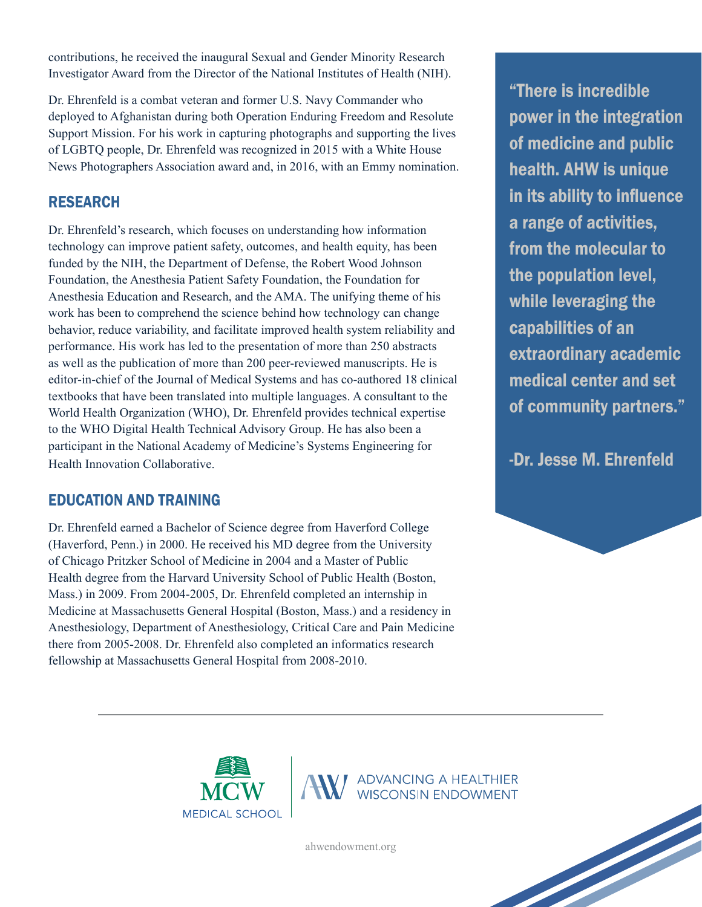contributions, he received the inaugural Sexual and Gender Minority Research Investigator Award from the Director of the National Institutes of Health (NIH).

Dr. Ehrenfeld is a combat veteran and former U.S. Navy Commander who deployed to Afghanistan during both Operation Enduring Freedom and Resolute Support Mission. For his work in capturing photographs and supporting the lives of LGBTQ people, Dr. Ehrenfeld was recognized in 2015 with a White House News Photographers Association award and, in 2016, with an Emmy nomination.

> **"There is incredible power in the integration of medicine and public health. AHW is unique in its ability to influence a range of activities, from the molecular to the population level, while leveraging the capabilities of an extraordinary academic medical center and set of community partners."**
>
> **-Dr. Jesse M. Ehrenfeld**

## RESEARCH

Dr. Ehrenfeld's research, which focuses on understanding how information technology can improve patient safety, outcomes, and health equity, has been funded by the NIH, the Department of Defense, the Robert Wood Johnson Foundation, the Anesthesia Patient Safety Foundation, the Foundation for Anesthesia Education and Research, and the AMA. The unifying theme of his work has been to comprehend the science behind how technology can change behavior, reduce variability, and facilitate improved health system reliability and performance. His work has led to the presentation of more than 250 abstracts as well as the publication of more than 200 peer-reviewed manuscripts. He is editor-in-chief of the Journal of Medical Systems and has co-authored 18 clinical textbooks that have been translated into multiple languages. A consultant to the World Health Organization (WHO), Dr. Ehrenfeld provides technical expertise to the WHO Digital Health Technical Advisory Group. He has also been a participant in the National Academy of Medicine's Systems Engineering for Health Innovation Collaborative.

## EDUCATION AND TRAINING

Dr. Ehrenfeld earned a Bachelor of Science degree from Haverford College (Haverford, Penn.) in 2000. He received his MD degree from the University of Chicago Pritzker School of Medicine in 2004 and a Master of Public Health degree from the Harvard University School of Public Health (Boston, Mass.) in 2009. From 2004-2005, Dr. Ehrenfeld completed an internship in Medicine at Massachusetts General Hospital (Boston, Mass.) and a residency in Anesthesiology, Department of Anesthesiology, Critical Care and Pain Medicine there from 2005-2008. Dr. Ehrenfeld also completed an informatics research fellowship at Massachusetts General Hospital from 2008-2010.

MCW MEDICAL SCHOOL | ADVANCING A HEALTHIER WISCONSIN ENDOWMENT

ahwendowment.org